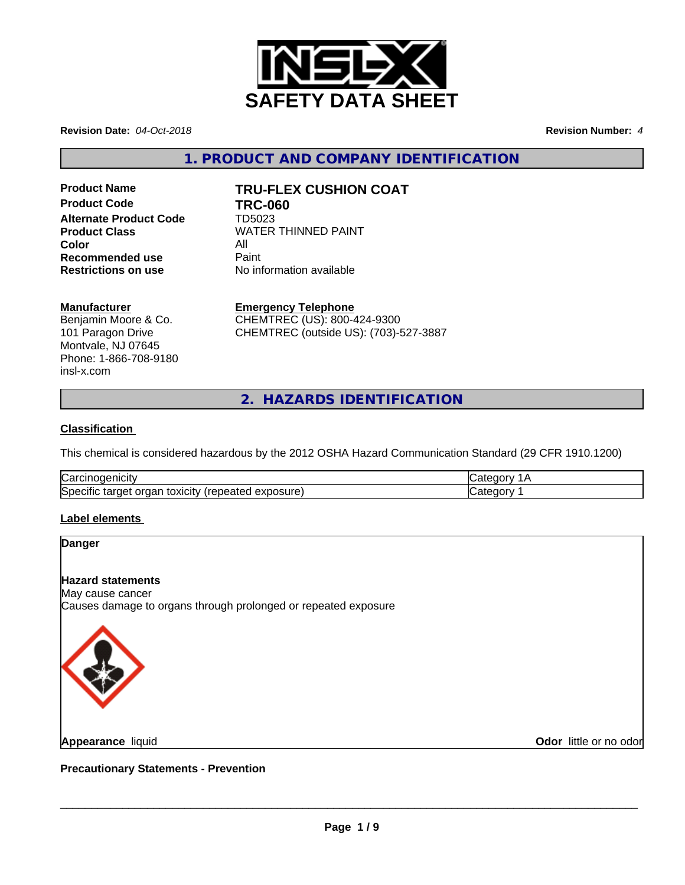# SAFETY DATA SHEET

**Revision Date:** *04-Oct-2018*

**Revision Number:** *4*

## 1. PRODUCT AND COMPANY IDENTIFICATION

| | |
|---|---|
| **Product Name** | **TRU-FLEX CUSHION COAT** |
| **Product Code** | **TRC-060** |
| **Alternate Product Code** | TD5023 |
| **Product Class** | WATER THINNED PAINT |
| **Color** | All |
| **Recommended use** | Paint |
| **Restrictions on use** | No information available |

**Manufacturer**
Benjamin Moore & Co.
101 Paragon Drive
Montvale, NJ 07645
Phone: 1-866-708-9180
insl-x.com

**Emergency Telephone**
CHEMTREC (US): 800-424-9300
CHEMTREC (outside US): (703)-527-3887

## 2. HAZARDS IDENTIFICATION

**Classification**

This chemical is considered hazardous by the 2012 OSHA Hazard Communication Standard (29 CFR 1910.1200)

| | |
|---|---|
| Carcinogenicity | Category 1A |
| Specific target organ toxicity (repeated exposure) | Category 1 |

**Label elements**

**Danger**

**Hazard statements**
May cause cancer
Causes damage to organs through prolonged or repeated exposure

**Appearance** liquid

**Odor** little or no odor

**Precautionary Statements - Prevention**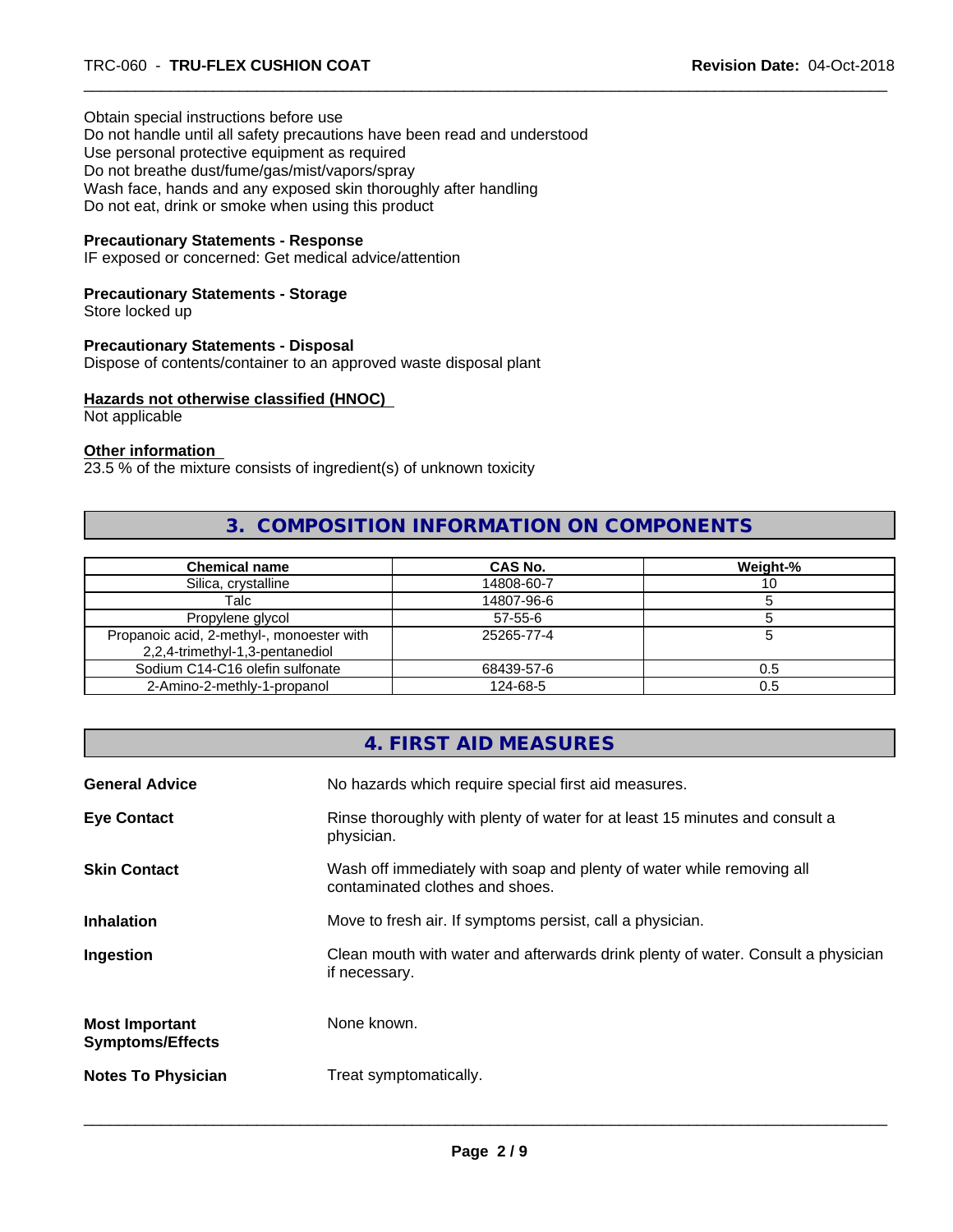Obtain special instructions before use
Do not handle until all safety precautions have been read and understood
Use personal protective equipment as required
Do not breathe dust/fume/gas/mist/vapors/spray
Wash face, hands and any exposed skin thoroughly after handling
Do not eat, drink or smoke when using this product

**Precautionary Statements - Response**
IF exposed or concerned: Get medical advice/attention

**Precautionary Statements - Storage**
Store locked up

**Precautionary Statements - Disposal**
Dispose of contents/container to an approved waste disposal plant

**Hazards not otherwise classified (HNOC)**
Not applicable

**Other information**
23.5 % of the mixture consists of ingredient(s) of unknown toxicity

## 3. COMPOSITION INFORMATION ON COMPONENTS

| Chemical name | CAS No. | Weight-% |
|---|---|---|
| Silica, crystalline | 14808-60-7 | 10 |
| Talc | 14807-96-6 | 5 |
| Propylene glycol | 57-55-6 | 5 |
| Propanoic acid, 2-methyl-, monoester with 2,2,4-trimethyl-1,3-pentanediol | 25265-77-4 | 5 |
| Sodium C14-C16 olefin sulfonate | 68439-57-6 | 0.5 |
| 2-Amino-2-methly-1-propanol | 124-68-5 | 0.5 |

## 4. FIRST AID MEASURES

**General Advice** No hazards which require special first aid measures.

**Eye Contact** Rinse thoroughly with plenty of water for at least 15 minutes and consult a physician.

**Skin Contact** Wash off immediately with soap and plenty of water while removing all contaminated clothes and shoes.

**Inhalation** Move to fresh air. If symptoms persist, call a physician.

**Ingestion** Clean mouth with water and afterwards drink plenty of water. Consult a physician if necessary.

**Most Important Symptoms/Effects** None known.

**Notes To Physician** Treat symptomatically.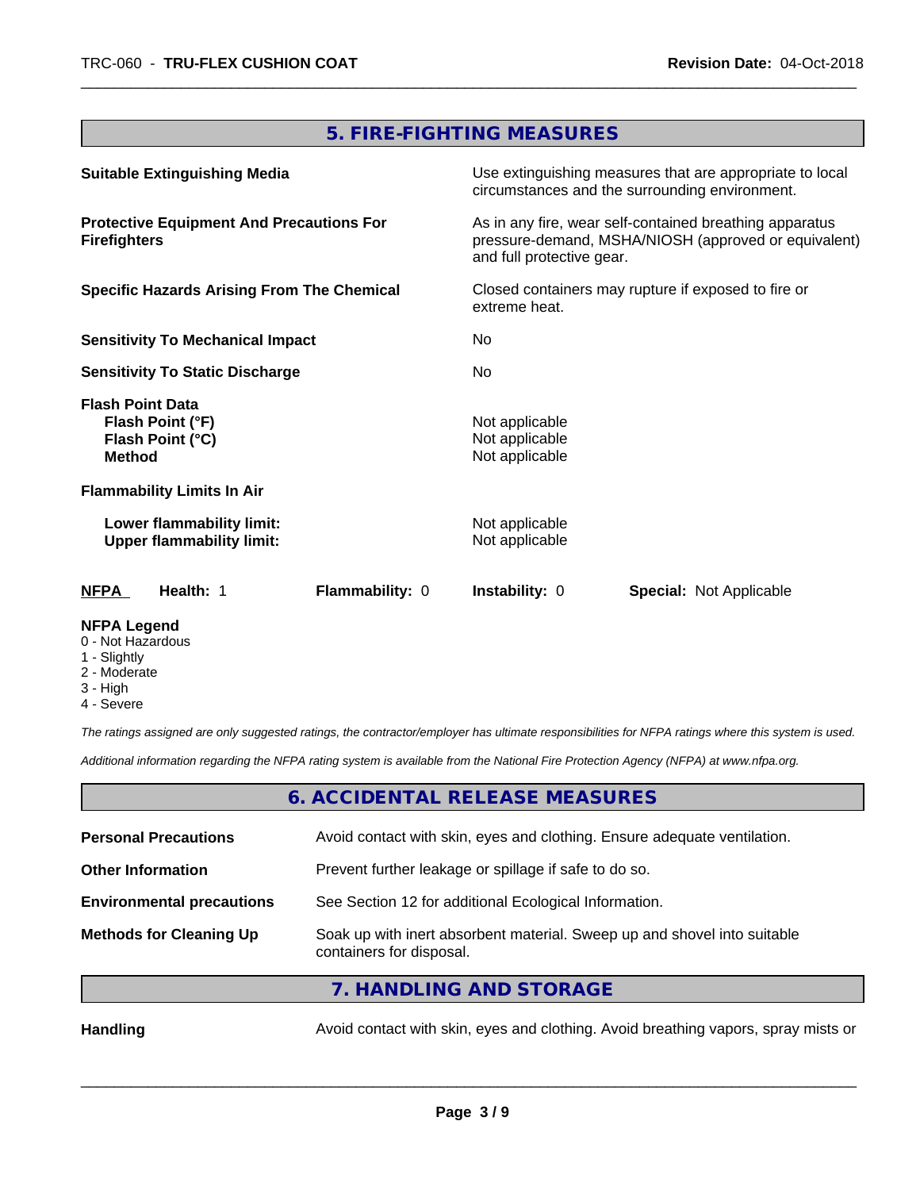## 5. FIRE-FIGHTING MEASURES

| | |
|---|---|
| **Suitable Extinguishing Media** | Use extinguishing measures that are appropriate to local circumstances and the surrounding environment. |
| **Protective Equipment And Precautions For Firefighters** | As in any fire, wear self-contained breathing apparatus pressure-demand, MSHA/NIOSH (approved or equivalent) and full protective gear. |
| **Specific Hazards Arising From The Chemical** | Closed containers may rupture if exposed to fire or extreme heat. |
| **Sensitivity To Mechanical Impact** | No |
| **Sensitivity To Static Discharge** | No |

**Flash Point Data**

| | |
|---|---|
| **Flash Point (°F)** | Not applicable |
| **Flash Point (°C)** | Not applicable |
| **Method** | Not applicable |

**Flammability Limits In Air**

| | |
|---|---|
| **Lower flammability limit:** | Not applicable |
| **Upper flammability limit:** | Not applicable |

| **NFPA** | **Health:** 1 | **Flammability:** 0 | **Instability:** 0 | **Special:** Not Applicable |
|---|---|---|---|---|

**NFPA Legend**
0 - Not Hazardous
1 - Slightly
2 - Moderate
3 - High
4 - Severe

*The ratings assigned are only suggested ratings, the contractor/employer has ultimate responsibilities for NFPA ratings where this system is used.*

*Additional information regarding the NFPA rating system is available from the National Fire Protection Agency (NFPA) at www.nfpa.org.*

## 6. ACCIDENTAL RELEASE MEASURES

| | |
|---|---|
| **Personal Precautions** | Avoid contact with skin, eyes and clothing. Ensure adequate ventilation. |
| **Other Information** | Prevent further leakage or spillage if safe to do so. |
| **Environmental precautions** | See Section 12 for additional Ecological Information. |
| **Methods for Cleaning Up** | Soak up with inert absorbent material. Sweep up and shovel into suitable containers for disposal. |

## 7. HANDLING AND STORAGE

| | |
|---|---|
| **Handling** | Avoid contact with skin, eyes and clothing. Avoid breathing vapors, spray mists or |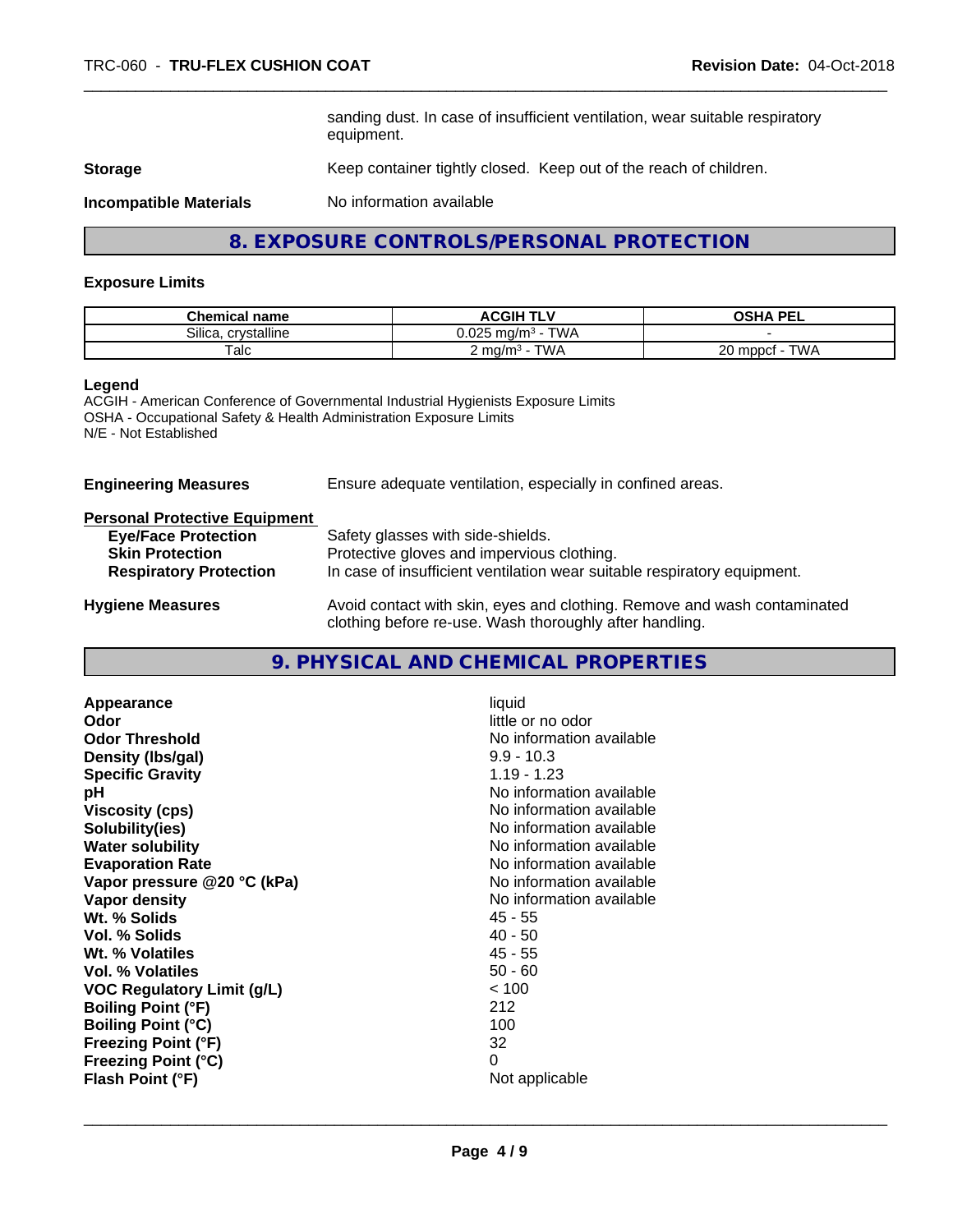sanding dust. In case of insufficient ventilation, wear suitable respiratory equipment.

**Storage** Keep container tightly closed. Keep out of the reach of children.

**Incompatible Materials** No information available

## 8. EXPOSURE CONTROLS/PERSONAL PROTECTION

### Exposure Limits

| Chemical name | ACGIH TLV | OSHA PEL |
|---|---|---|
| Silica, crystalline | 0.025 mg/m$^3$ - TWA | - |
| Talc | 2 mg/m$^3$ - TWA | 20 mppcf - TWA |

**Legend**
ACGIH - American Conference of Governmental Industrial Hygienists Exposure Limits
OSHA - Occupational Safety & Health Administration Exposure Limits
N/E - Not Established

**Engineering Measures** Ensure adequate ventilation, especially in confined areas.

**Personal Protective Equipment**
- **Eye/Face Protection** Safety glasses with side-shields.
- **Skin Protection** Protective gloves and impervious clothing.
- **Respiratory Protection** In case of insufficient ventilation wear suitable respiratory equipment.

**Hygiene Measures** Avoid contact with skin, eyes and clothing. Remove and wash contaminated clothing before re-use. Wash thoroughly after handling.

## 9. PHYSICAL AND CHEMICAL PROPERTIES

| | |
|---|---|
| **Appearance** | liquid |
| **Odor** | little or no odor |
| **Odor Threshold** | No information available |
| **Density (lbs/gal)** | 9.9 - 10.3 |
| **Specific Gravity** | 1.19 - 1.23 |
| **pH** | No information available |
| **Viscosity (cps)** | No information available |
| **Solubility(ies)** | No information available |
| **Water solubility** | No information available |
| **Evaporation Rate** | No information available |
| **Vapor pressure @20 °C (kPa)** | No information available |
| **Vapor density** | No information available |
| **Wt. % Solids** | 45 - 55 |
| **Vol. % Solids** | 40 - 50 |
| **Wt. % Volatiles** | 45 - 55 |
| **Vol. % Volatiles** | 50 - 60 |
| **VOC Regulatory Limit (g/L)** | < 100 |
| **Boiling Point (°F)** | 212 |
| **Boiling Point (°C)** | 100 |
| **Freezing Point (°F)** | 32 |
| **Freezing Point (°C)** | 0 |
| **Flash Point (°F)** | Not applicable |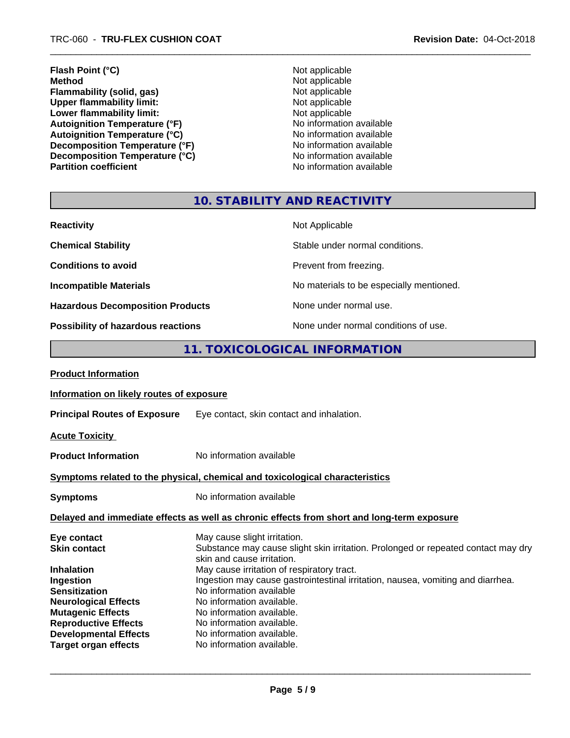| | |
|---|---|
| **Flash Point (°C)** | Not applicable |
| **Method** | Not applicable |
| **Flammability (solid, gas)** | Not applicable |
| **Upper flammability limit:** | Not applicable |
| **Lower flammability limit:** | Not applicable |
| **Autoignition Temperature (°F)** | No information available |
| **Autoignition Temperature (°C)** | No information available |
| **Decomposition Temperature (°F)** | No information available |
| **Decomposition Temperature (°C)** | No information available |
| **Partition coefficient** | No information available |

## 10. STABILITY AND REACTIVITY

| | |
|---|---|
| **Reactivity** | Not Applicable |
| **Chemical Stability** | Stable under normal conditions. |
| **Conditions to avoid** | Prevent from freezing. |
| **Incompatible Materials** | No materials to be especially mentioned. |
| **Hazardous Decomposition Products** | None under normal use. |
| **Possibility of hazardous reactions** | None under normal conditions of use. |

## 11. TOXICOLOGICAL INFORMATION

**Product Information**

**Information on likely routes of exposure**

**Principal Routes of Exposure** Eye contact, skin contact and inhalation.

**Acute Toxicity**

**Product Information** No information available

**Symptoms related to the physical, chemical and toxicological characteristics**

**Symptoms** No information available

**Delayed and immediate effects as well as chronic effects from short and long-term exposure**

| | |
|---|---|
| **Eye contact** | May cause slight irritation. |
| **Skin contact** | Substance may cause slight skin irritation. Prolonged or repeated contact may dry skin and cause irritation. |
| **Inhalation** | May cause irritation of respiratory tract. |
| **Ingestion** | Ingestion may cause gastrointestinal irritation, nausea, vomiting and diarrhea. |
| **Sensitization** | No information available |
| **Neurological Effects** | No information available. |
| **Mutagenic Effects** | No information available. |
| **Reproductive Effects** | No information available. |
| **Developmental Effects** | No information available. |
| **Target organ effects** | No information available. |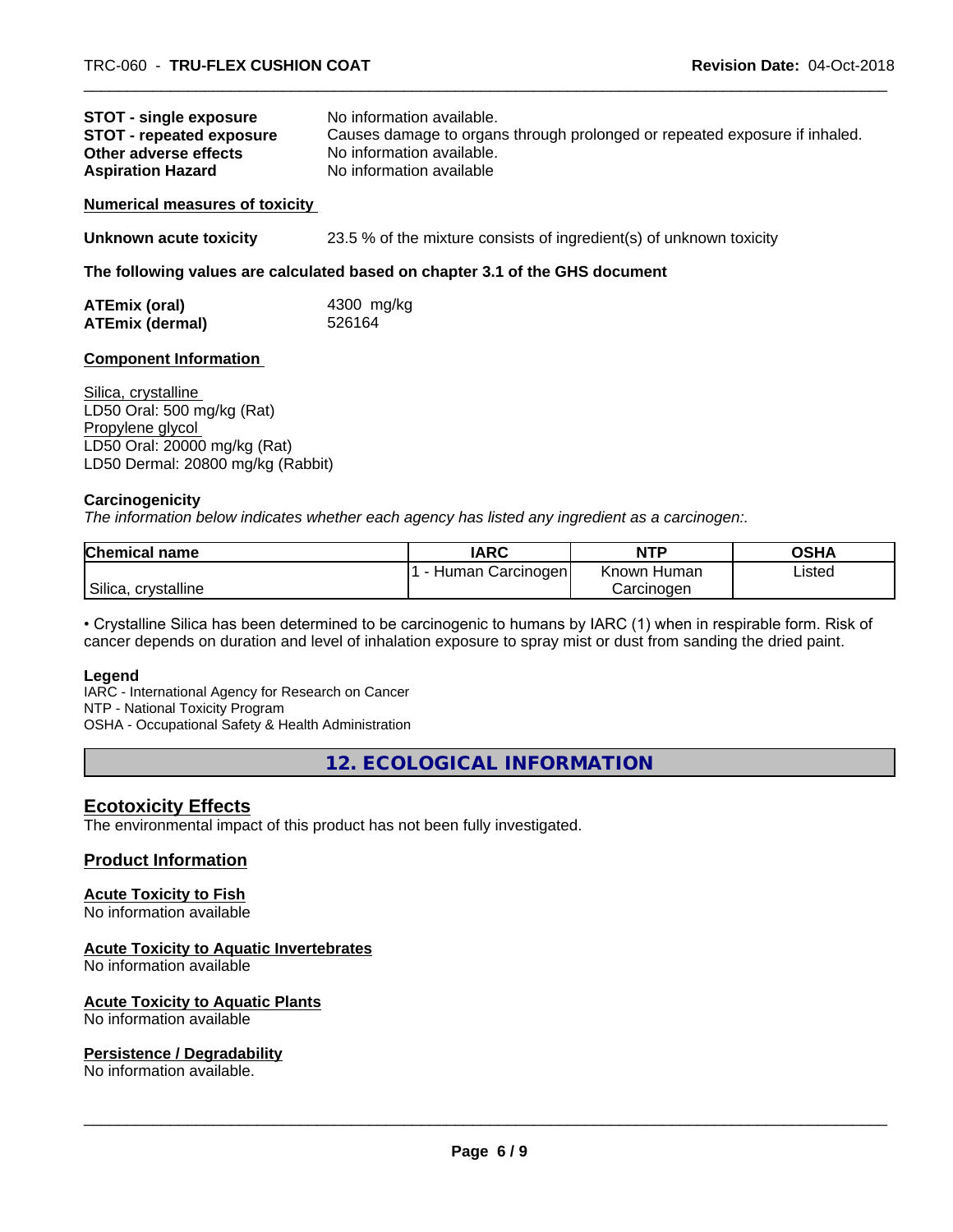**STOT - single exposure** No information available.
**STOT - repeated exposure** Causes damage to organs through prolonged or repeated exposure if inhaled.
**Other adverse effects** No information available.
**Aspiration Hazard** No information available

**Numerical measures of toxicity**

**Unknown acute toxicity** 23.5 % of the mixture consists of ingredient(s) of unknown toxicity

**The following values are calculated based on chapter 3.1 of the GHS document**

**ATEmix (oral)** 4300 mg/kg
**ATEmix (dermal)** 526164

**Component Information**

Silica, crystalline
LD50 Oral: 500 mg/kg (Rat)
Propylene glycol
LD50 Oral: 20000 mg/kg (Rat)
LD50 Dermal: 20800 mg/kg (Rabbit)

**Carcinogenicity**

*The information below indicates whether each agency has listed any ingredient as a carcinogen:.*

| Chemical name | IARC | NTP | OSHA |
|---|---|---|---|
| Silica, crystalline | 1 - Human Carcinogen | Known Human Carcinogen | Listed |

• Crystalline Silica has been determined to be carcinogenic to humans by IARC (1) when in respirable form. Risk of cancer depends on duration and level of inhalation exposure to spray mist or dust from sanding the dried paint.

**Legend**
IARC - International Agency for Research on Cancer
NTP - National Toxicity Program
OSHA - Occupational Safety & Health Administration

# 12. ECOLOGICAL INFORMATION

## Ecotoxicity Effects

The environmental impact of this product has not been fully investigated.

## Product Information

### Acute Toxicity to Fish

No information available

### Acute Toxicity to Aquatic Invertebrates

No information available

### Acute Toxicity to Aquatic Plants

No information available

### Persistence / Degradability

No information available.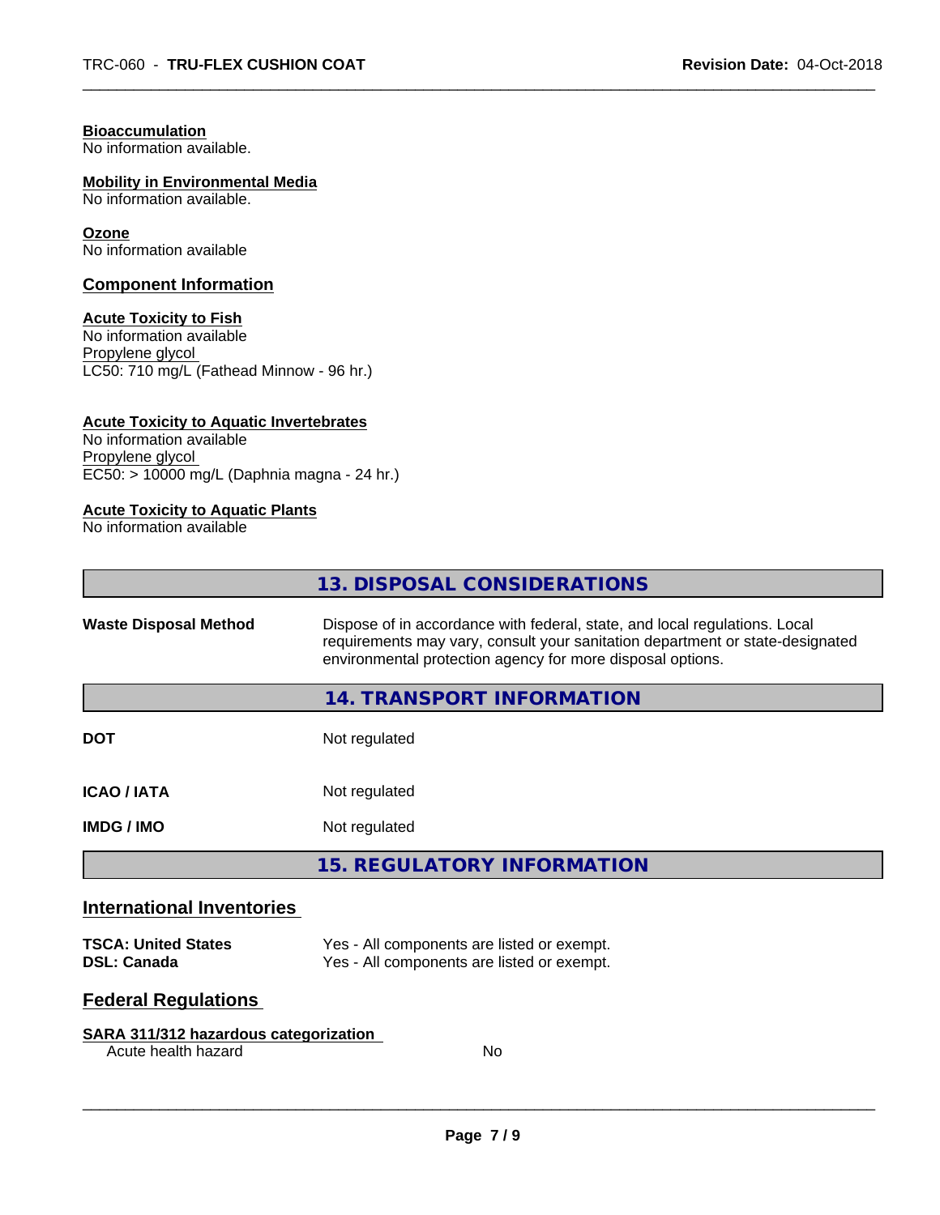**Bioaccumulation**
No information available.

**Mobility in Environmental Media**
No information available.

**Ozone**
No information available

### Component Information

**Acute Toxicity to Fish**
No information available
Propylene glycol
LC50: 710 mg/L (Fathead Minnow - 96 hr.)

**Acute Toxicity to Aquatic Invertebrates**
No information available
Propylene glycol
EC50: > 10000 mg/L (Daphnia magna - 24 hr.)

**Acute Toxicity to Aquatic Plants**
No information available

## 13. DISPOSAL CONSIDERATIONS

| | |
|---|---|
| **Waste Disposal Method** | Dispose of in accordance with federal, state, and local regulations. Local requirements may vary, consult your sanitation department or state-designated environmental protection agency for more disposal options. |

## 14. TRANSPORT INFORMATION

| | |
|---|---|
| **DOT** | Not regulated |
| **ICAO / IATA** | Not regulated |
| **IMDG / IMO** | Not regulated |

## 15. REGULATORY INFORMATION

### International Inventories

| | |
|---|---|
| **TSCA: United States** | Yes - All components are listed or exempt. |
| **DSL: Canada** | Yes - All components are listed or exempt. |

### Federal Regulations

**SARA 311/312 hazardous categorization**

| | |
|---|---|
| Acute health hazard | No |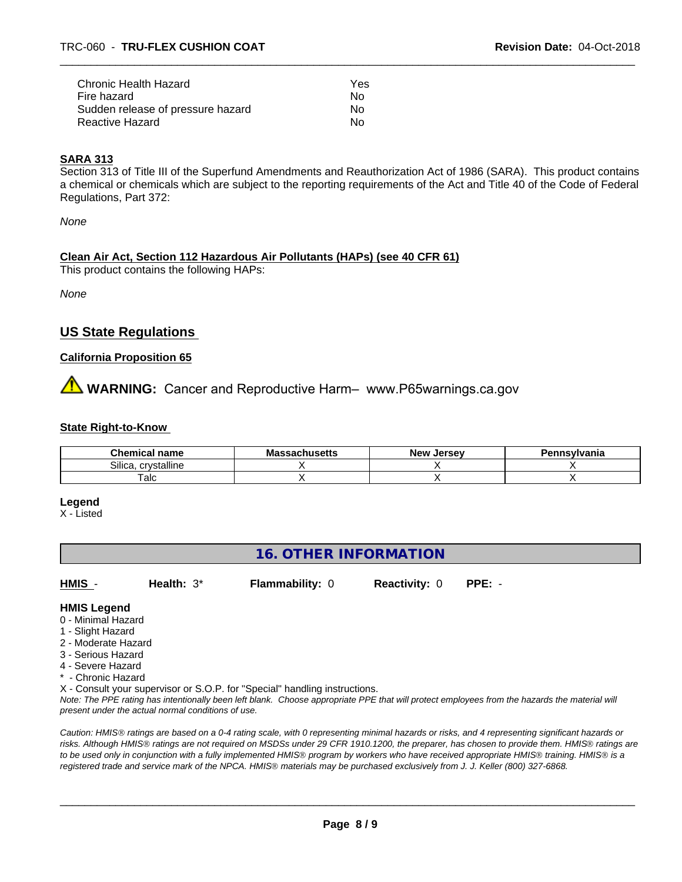| | |
|---|---|
| Chronic Health Hazard | Yes |
| Fire hazard | No |
| Sudden release of pressure hazard | No |
| Reactive Hazard | No |

**SARA 313**

Section 313 of Title III of the Superfund Amendments and Reauthorization Act of 1986 (SARA). This product contains a chemical or chemicals which are subject to the reporting requirements of the Act and Title 40 of the Code of Federal Regulations, Part 372:

*None*

**Clean Air Act, Section 112 Hazardous Air Pollutants (HAPs) (see 40 CFR 61)**

This product contains the following HAPs:

*None*

## US State Regulations

**California Proposition 65**

⚠ **WARNING:** Cancer and Reproductive Harm– www.P65warnings.ca.gov

**State Right-to-Know**

| Chemical name | Massachusetts | New Jersey | Pennsylvania |
|---|---|---|---|
| Silica, crystalline | X | X | X |
| Talc | X | X | X |

**Legend**

X - Listed

## 16. OTHER INFORMATION

**HMIS** - **Health:** 3* **Flammability:** 0 **Reactivity:** 0 **PPE:** -

**HMIS Legend**

0 - Minimal Hazard
1 - Slight Hazard
2 - Moderate Hazard
3 - Serious Hazard
4 - Severe Hazard
* - Chronic Hazard
X - Consult your supervisor or S.O.P. for "Special" handling instructions.

*Note: The PPE rating has intentionally been left blank. Choose appropriate PPE that will protect employees from the hazards the material will present under the actual normal conditions of use.*

*Caution: HMIS® ratings are based on a 0-4 rating scale, with 0 representing minimal hazards or risks, and 4 representing significant hazards or risks. Although HMIS® ratings are not required on MSDSs under 29 CFR 1910.1200, the preparer, has chosen to provide them. HMIS® ratings are to be used only in conjunction with a fully implemented HMIS® program by workers who have received appropriate HMIS® training. HMIS® is a registered trade and service mark of the NPCA. HMIS® materials may be purchased exclusively from J. J. Keller (800) 327-6868.*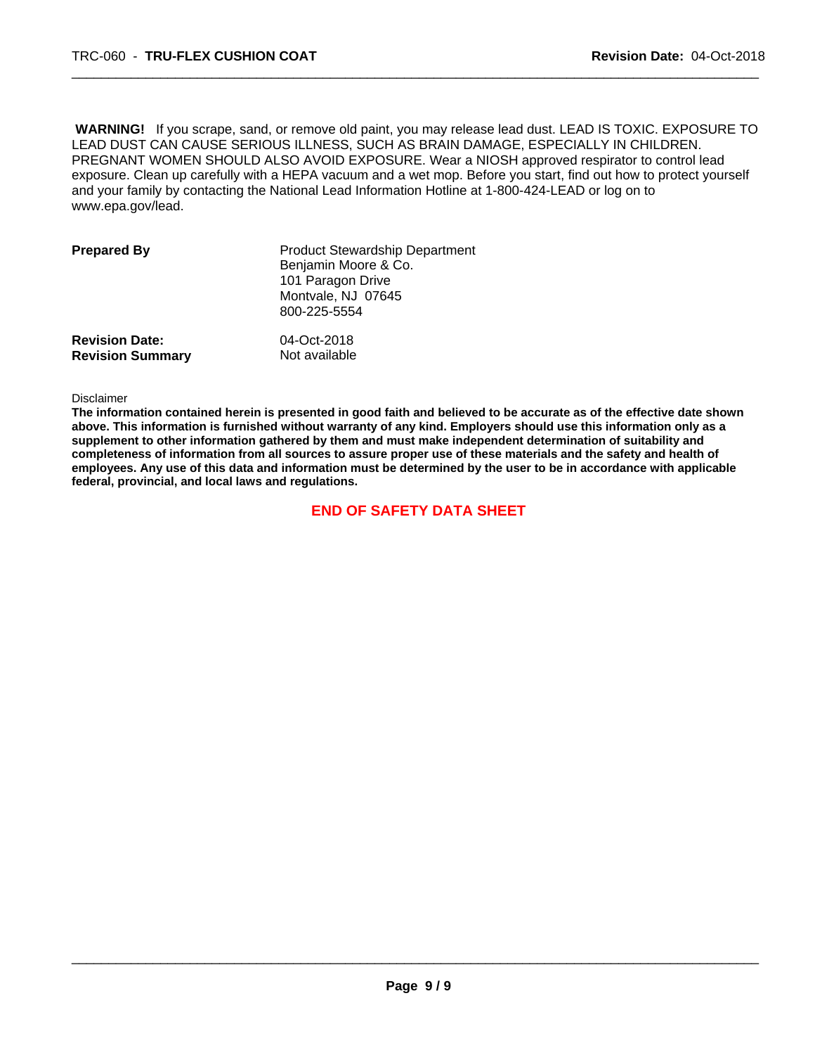**WARNING!** If you scrape, sand, or remove old paint, you may release lead dust. LEAD IS TOXIC. EXPOSURE TO LEAD DUST CAN CAUSE SERIOUS ILLNESS, SUCH AS BRAIN DAMAGE, ESPECIALLY IN CHILDREN. PREGNANT WOMEN SHOULD ALSO AVOID EXPOSURE. Wear a NIOSH approved respirator to control lead exposure. Clean up carefully with a HEPA vacuum and a wet mop. Before you start, find out how to protect yourself and your family by contacting the National Lead Information Hotline at 1-800-424-LEAD or log on to www.epa.gov/lead.

| | |
|---|---|
| **Prepared By** | Product Stewardship Department<br>Benjamin Moore & Co.<br>101 Paragon Drive<br>Montvale, NJ 07645<br>800-225-5554 |
| **Revision Date:** | 04-Oct-2018 |
| **Revision Summary** | Not available |

Disclaimer

**The information contained herein is presented in good faith and believed to be accurate as of the effective date shown above. This information is furnished without warranty of any kind. Employers should use this information only as a supplement to other information gathered by them and must make independent determination of suitability and completeness of information from all sources to assure proper use of these materials and the safety and health of employees. Any use of this data and information must be determined by the user to be in accordance with applicable federal, provincial, and local laws and regulations.**

**END OF SAFETY DATA SHEET**